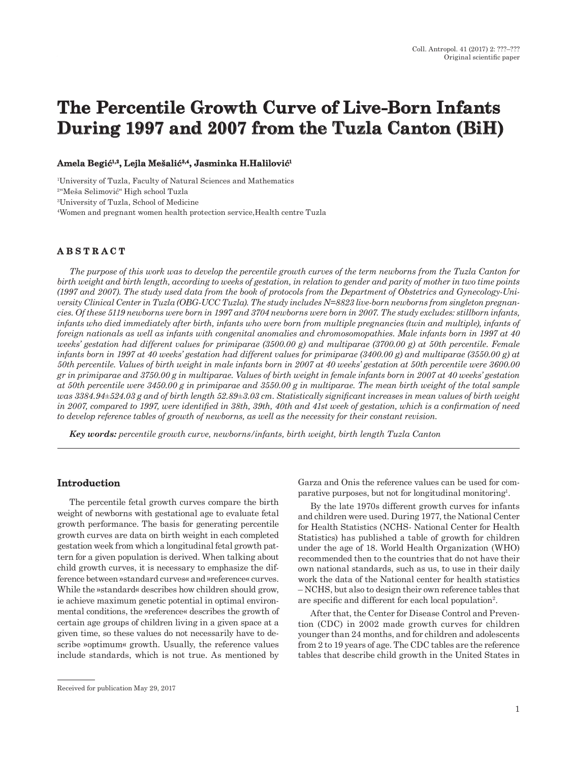# The Percentile Growth Curve of Live-Born Infants During 1997 and 2007 from the Tuzla Canton (BiH)

**Amela Begić[1,2], Lejla Mešalić[3,4], Jasminka H.Halilović[1]**

[1]University of Tuzla, Faculty of Natural Sciences and Mathematics
[2]"Meša Selimović" High school Tuzla
[3]University of Tuzla, School of Medicine
[4]Women and pregnant women health protection service,Health centre Tuzla

## ABSTRACT

*The purpose of this work was to develop the percentile growth curves of the term newborns from the Tuzla Canton for birth weight and birth length, according to weeks of gestation, in relation to gender and parity of mother in two time points (1997 and 2007). The study used data from the book of protocols from the Department of Obstetrics and Gynecology-University Clinical Center in Tuzla (OBG-UCC Tuzla). The study includes N=8823 live-born newborns from singleton pregnancies. Of these 5119 newborns were born in 1997 and 3704 newborns were born in 2007. The study excludes: stillborn infants, infants who died immediately after birth, infants who were born from multiple pregnancies (twin and multiple), infants of foreign nationals as well as infants with congenital anomalies and chromosomopathies. Male infants born in 1997 at 40 weeks' gestation had different values for primiparae (3500.00 g) and multiparae (3700.00 g) at 50th percentile. Female infants born in 1997 at 40 weeks' gestation had different values for primiparae (3400.00 g) and multiparae (3550.00 g) at 50th percentile. Values of birth weight in male infants born in 2007 at 40 weeks' gestation at 50th percentile were 3600.00 gr in primiparae and 3750.00 g in multiparae. Values of birth weight in female infants born in 2007 at 40 weeks' gestation at 50th percentile were 3450.00 g in primiparae and 3550.00 g in multiparae. The mean birth weight of the total sample was 3384.94±524.03 g and of birth length 52.89±3.03 cm. Statistically significant increases in mean values of birth weight in 2007, compared to 1997, were identified in 38th, 39th, 40th and 41st week of gestation, which is a confirmation of need to develop reference tables of growth of newborns, as well as the necessity for their constant revision.*

***Key words:*** *percentile growth curve, newborns/infants, birth weight, birth length Tuzla Canton*

## Introduction

The percentile fetal growth curves compare the birth weight of newborns with gestational age to evaluate fetal growth performance. The basis for generating percentile growth curves are data on birth weight in each completed gestation week from which a longitudinal fetal growth pattern for a given population is derived. When talking about child growth curves, it is necessary to emphasize the difference between »standard curves« and »reference« curves. While the »standard« describes how children should grow, ie achieve maximum genetic potential in optimal environmental conditions, the »reference« describes the growth of certain age groups of children living in a given space at a given time, so these values do not necessarily have to describe »optimum« growth. Usually, the reference values include standards, which is not true. As mentioned by Garza and Onis the reference values can be used for comparative purposes, but not for longitudinal monitoring[1].

By the late 1970s different growth curves for infants and children were used. During 1977, the National Center for Health Statistics (NCHS- National Center for Health Statistics) has published a table of growth for children under the age of 18. World Health Organization (WHO) recommended then to the countries that do not have their own national standards, such as us, to use in their daily work the data of the National center for health statistics – NCHS, but also to design their own reference tables that are specific and different for each local population[2].

After that, the Center for Disease Control and Prevention (CDC) in 2002 made growth curves for children younger than 24 months, and for children and adolescents from 2 to 19 years of age. The CDC tables are the reference tables that describe child growth in the United States in

Received for publication May 29, 2017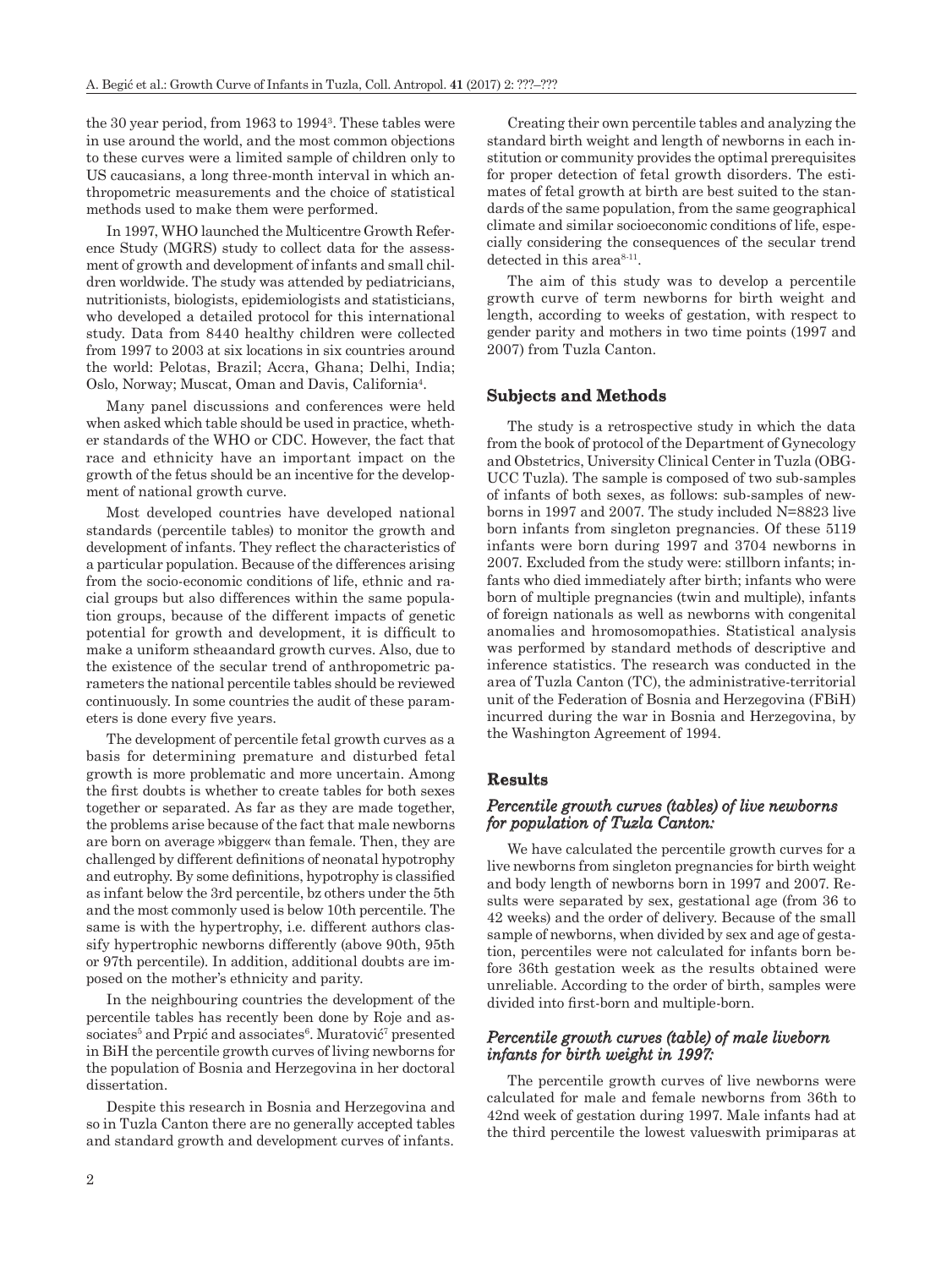the 30 year period, from 1963 to 1994[3]. These tables were in use around the world, and the most common objections to these curves were a limited sample of children only to US caucasians, a long three-month interval in which anthropometric measurements and the choice of statistical methods used to make them were performed.

In 1997, WHO launched the Multicentre Growth Reference Study (MGRS) study to collect data for the assessment of growth and development of infants and small children worldwide. The study was attended by pediatricians, nutritionists, biologists, epidemiologists and statisticians, who developed a detailed protocol for this international study. Data from 8440 healthy children were collected from 1997 to 2003 at six locations in six countries around the world: Pelotas, Brazil; Accra, Ghana; Delhi, India; Oslo, Norway; Muscat, Oman and Davis, California[4].

Many panel discussions and conferences were held when asked which table should be used in practice, whether standards of the WHO or CDC. However, the fact that race and ethnicity have an important impact on the growth of the fetus should be an incentive for the development of national growth curve.

Most developed countries have developed national standards (percentile tables) to monitor the growth and development of infants. They reflect the characteristics of a particular population. Because of the differences arising from the socio-economic conditions of life, ethnic and racial groups but also differences within the same population groups, because of the different impacts of genetic potential for growth and development, it is difficult to make a uniform stheaandard growth curves. Also, due to the existence of the secular trend of anthropometric parameters the national percentile tables should be reviewed continuously. In some countries the audit of these parameters is done every five years.

The development of percentile fetal growth curves as a basis for determining premature and disturbed fetal growth is more problematic and more uncertain. Among the first doubts is whether to create tables for both sexes together or separated. As far as they are made together, the problems arise because of the fact that male newborns are born on average »bigger« than female. Then, they are challenged by different definitions of neonatal hypotrophy and eutrophy. By some definitions, hypotrophy is classified as infant below the 3rd percentile, bz others under the 5th and the most commonly used is below 10th percentile. The same is with the hypertrophy, i.e. different authors classify hypertrophic newborns differently (above 90th, 95th or 97th percentile). In addition, additional doubts are imposed on the mother's ethnicity and parity.

In the neighbouring countries the development of the percentile tables has recently been done by Roje and associates[5] and Prpić and associates[6]. Muratović[7] presented in BiH the percentile growth curves of living newborns for the population of Bosnia and Herzegovina in her doctoral dissertation.

Despite this research in Bosnia and Herzegovina and so in Tuzla Canton there are no generally accepted tables and standard growth and development curves of infants.

Creating their own percentile tables and analyzing the standard birth weight and length of newborns in each institution or community provides the optimal prerequisites for proper detection of fetal growth disorders. The estimates of fetal growth at birth are best suited to the standards of the same population, from the same geographical climate and similar socioeconomic conditions of life, especially considering the consequences of the secular trend detected in this area[8-11].

The aim of this study was to develop a percentile growth curve of term newborns for birth weight and length, according to weeks of gestation, with respect to gender parity and mothers in two time points (1997 and 2007) from Tuzla Canton.

## Subjects and Methods

The study is a retrospective study in which the data from the book of protocol of the Department of Gynecology and Obstetrics, University Clinical Center in Tuzla (OBG-UCC Tuzla). The sample is composed of two sub-samples of infants of both sexes, as follows: sub-samples of newborns in 1997 and 2007. The study included N=8823 live born infants from singleton pregnancies. Of these 5119 infants were born during 1997 and 3704 newborns in 2007. Excluded from the study were: stillborn infants; infants who died immediately after birth; infants who were born of multiple pregnancies (twin and multiple), infants of foreign nationals as well as newborns with congenital anomalies and hromosomopathies. Statistical analysis was performed by standard methods of descriptive and inference statistics. The research was conducted in the area of Tuzla Canton (TC), the administrative-territorial unit of the Federation of Bosnia and Herzegovina (FBiH) incurred during the war in Bosnia and Herzegovina, by the Washington Agreement of 1994.

## Results

### *Percentile growth curves (tables) of live newborns for population of Tuzla Canton:*

We have calculated the percentile growth curves for a live newborns from singleton pregnancies for birth weight and body length of newborns born in 1997 and 2007. Results were separated by sex, gestational age (from 36 to 42 weeks) and the order of delivery. Because of the small sample of newborns, when divided by sex and age of gestation, percentiles were not calculated for infants born before 36th gestation week as the results obtained were unreliable. According to the order of birth, samples were divided into first-born and multiple-born.

### *Percentile growth curves (table) of male liveborn infants for birth weight in 1997:*

The percentile growth curves of live newborns were calculated for male and female newborns from 36th to 42nd week of gestation during 1997. Male infants had at the third percentile the lowest valueswith primiparas at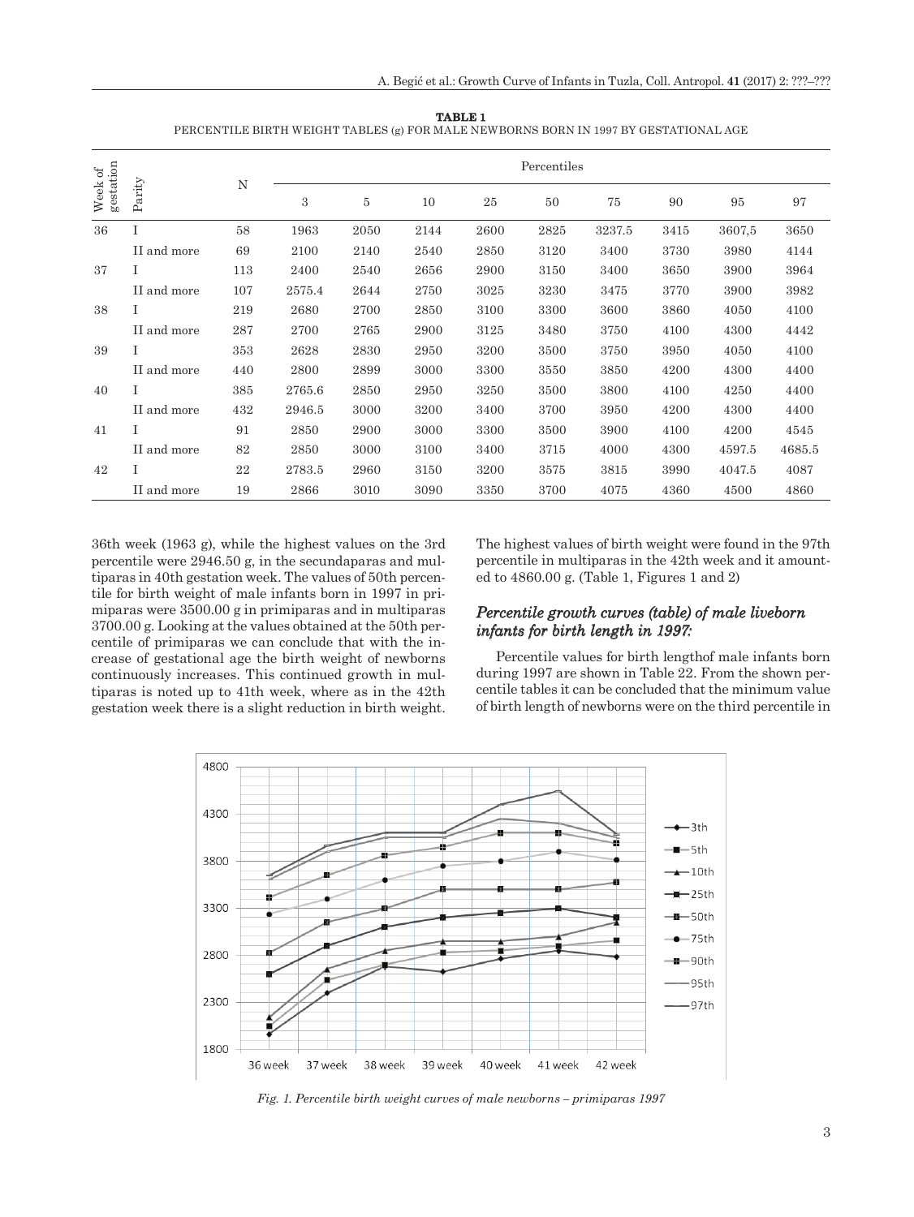**TABLE 1**
PERCENTILE BIRTH WEIGHT TABLES (g) FOR MALE NEWBORNS BORN IN 1997 BY GESTATIONAL AGE

| Week of gestation | Parity | N | Percentiles | | | | | | | | |
|---|---|---|---|---|---|---|---|---|---|---|---|
| | | | 3 | 5 | 10 | 25 | 50 | 75 | 90 | 95 | 97 |
| 36 | I | 58 | 1963 | 2050 | 2144 | 2600 | 2825 | 3237.5 | 3415 | 3607,5 | 3650 |
| | II and more | 69 | 2100 | 2140 | 2540 | 2850 | 3120 | 3400 | 3730 | 3980 | 4144 |
| 37 | I | 113 | 2400 | 2540 | 2656 | 2900 | 3150 | 3400 | 3650 | 3900 | 3964 |
| | II and more | 107 | 2575.4 | 2644 | 2750 | 3025 | 3230 | 3475 | 3770 | 3900 | 3982 |
| 38 | I | 219 | 2680 | 2700 | 2850 | 3100 | 3300 | 3600 | 3860 | 4050 | 4100 |
| | II and more | 287 | 2700 | 2765 | 2900 | 3125 | 3480 | 3750 | 4100 | 4300 | 4442 |
| 39 | I | 353 | 2628 | 2830 | 2950 | 3200 | 3500 | 3750 | 3950 | 4050 | 4100 |
| | II and more | 440 | 2800 | 2899 | 3000 | 3300 | 3550 | 3850 | 4200 | 4300 | 4400 |
| 40 | I | 385 | 2765.6 | 2850 | 2950 | 3250 | 3500 | 3800 | 4100 | 4250 | 4400 |
| | II and more | 432 | 2946.5 | 3000 | 3200 | 3400 | 3700 | 3950 | 4200 | 4300 | 4400 |
| 41 | I | 91 | 2850 | 2900 | 3000 | 3300 | 3500 | 3900 | 4100 | 4200 | 4545 |
| | II and more | 82 | 2850 | 3000 | 3100 | 3400 | 3715 | 4000 | 4300 | 4597.5 | 4685.5 |
| 42 | I | 22 | 2783.5 | 2960 | 3150 | 3200 | 3575 | 3815 | 3990 | 4047.5 | 4087 |
| | II and more | 19 | 2866 | 3010 | 3090 | 3350 | 3700 | 4075 | 4360 | 4500 | 4860 |

36th week (1963 g), while the highest values on the 3rd percentile were 2946.50 g, in the secundaparas and multiparas in 40th gestation week. The values of 50th percentile for birth weight of male infants born in 1997 in primiparas were 3500.00 g in primiparas and in multiparas 3700.00 g. Looking at the values obtained at the 50th percentile of primiparas we can conclude that with the increase of gestational age the birth weight of newborns continuously increases. This continued growth in multiparas is noted up to 41th week, where as in the 42th gestation week there is a slight reduction in birth weight. The highest values of birth weight were found in the 97th percentile in multiparas in the 42th week and it amounted to 4860.00 g. (Table 1, Figures 1 and 2)

### *Percentile growth curves (table) of male liveborn infants for birth length in 1997:*

Percentile values for birth lengthof male infants born during 1997 are shown in Table 22. From the shown percentile tables it can be concluded that the minimum value of birth length of newborns were on the third percentile in

*Fig. 1. Percentile birth weight curves of male newborns – primiparas 1997*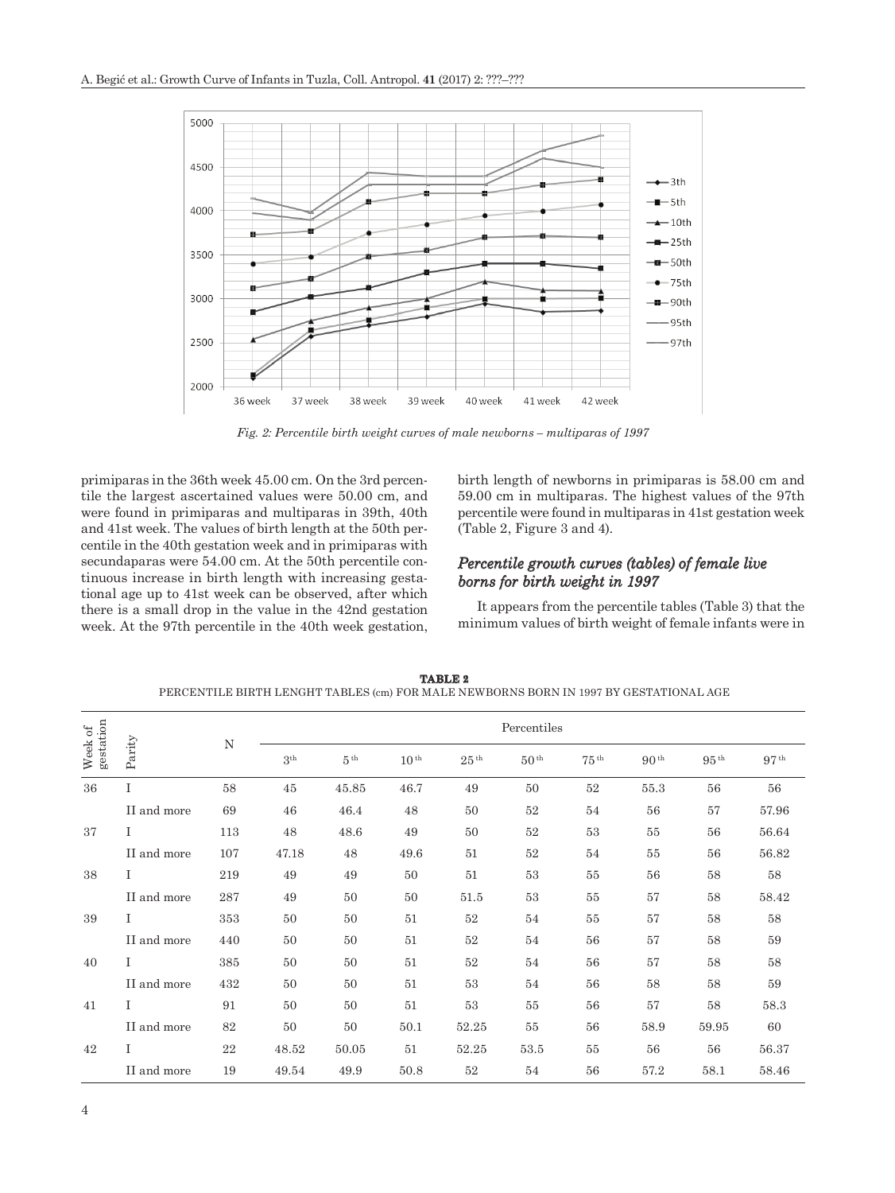*Fig. 2: Percentile birth weight curves of male newborns – multiparas of 1997*

primiparas in the 36th week 45.00 cm. On the 3rd percentile the largest ascertained values were 50.00 cm, and were found in primiparas and multiparas in 39th, 40th and 41st week. The values of birth length at the 50th percentile in the 40th gestation week and in primiparas with secundaparas were 54.00 cm. At the 50th percentile continuous increase in birth length with increasing gestational age up to 41st week can be observed, after which there is a small drop in the value in the 42nd gestation week. At the 97th percentile in the 40th week gestation, birth length of newborns in primiparas is 58.00 cm and 59.00 cm in multiparas. The highest values of the 97th percentile were found in multiparas in 41st gestation week (Table 2, Figure 3 and 4).

### *Percentile growth curves (tables) of female live borns for birth weight in 1997*

It appears from the percentile tables (Table 3) that the minimum values of birth weight of female infants were in

**TABLE 2**
PERCENTILE BIRTH LENGHT TABLES (cm) FOR MALE NEWBORNS BORN IN 1997 BY GESTATIONAL AGE

| Week of gestation | Parity | N | Percentiles | | | | | | | | |
|---|---|---|---|---|---|---|---|---|---|---|---|
| | | | 3th | 5th | 10th | 25th | 50th | 75th | 90th | 95th | 97th |
| 36 | I | 58 | 45 | 45.85 | 46.7 | 49 | 50 | 52 | 55.3 | 56 | 56 |
| | II and more | 69 | 46 | 46.4 | 48 | 50 | 52 | 54 | 56 | 57 | 57.96 |
| 37 | I | 113 | 48 | 48.6 | 49 | 50 | 52 | 53 | 55 | 56 | 56.64 |
| | II and more | 107 | 47.18 | 48 | 49.6 | 51 | 52 | 54 | 55 | 56 | 56.82 |
| 38 | I | 219 | 49 | 49 | 50 | 51 | 53 | 55 | 56 | 58 | 58 |
| | II and more | 287 | 49 | 50 | 50 | 51.5 | 53 | 55 | 57 | 58 | 58.42 |
| 39 | I | 353 | 50 | 50 | 51 | 52 | 54 | 55 | 57 | 58 | 58 |
| | II and more | 440 | 50 | 50 | 51 | 52 | 54 | 56 | 57 | 58 | 59 |
| 40 | I | 385 | 50 | 50 | 51 | 52 | 54 | 56 | 57 | 58 | 58 |
| | II and more | 432 | 50 | 50 | 51 | 53 | 54 | 56 | 58 | 58 | 59 |
| 41 | I | 91 | 50 | 50 | 51 | 53 | 55 | 56 | 57 | 58 | 58.3 |
| | II and more | 82 | 50 | 50 | 50.1 | 52.25 | 55 | 56 | 58.9 | 59.95 | 60 |
| 42 | I | 22 | 48.52 | 50.05 | 51 | 52.25 | 53.5 | 55 | 56 | 56 | 56.37 |
| | II and more | 19 | 49.54 | 49.9 | 50.8 | 52 | 54 | 56 | 57.2 | 58.1 | 58.46 |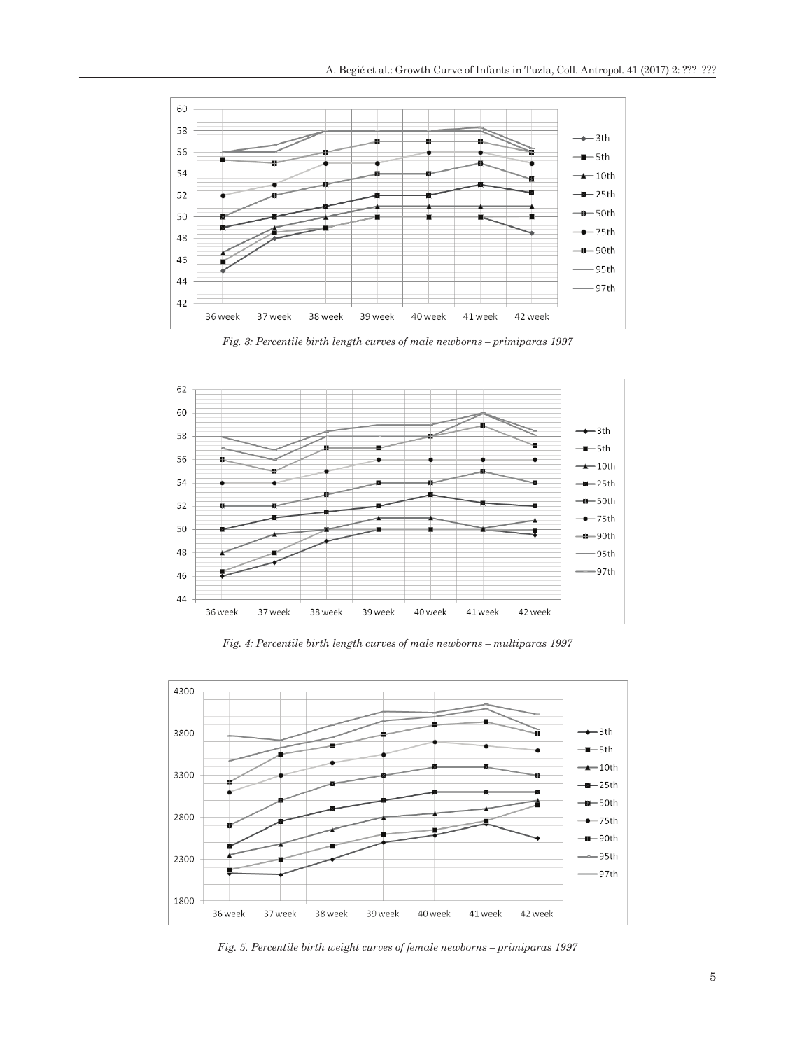*Fig. 3: Percentile birth length curves of male newborns – primiparas 1997*

*Fig. 4: Percentile birth length curves of male newborns – multiparas 1997*

*Fig. 5. Percentile birth weight curves of female newborns – primiparas 1997*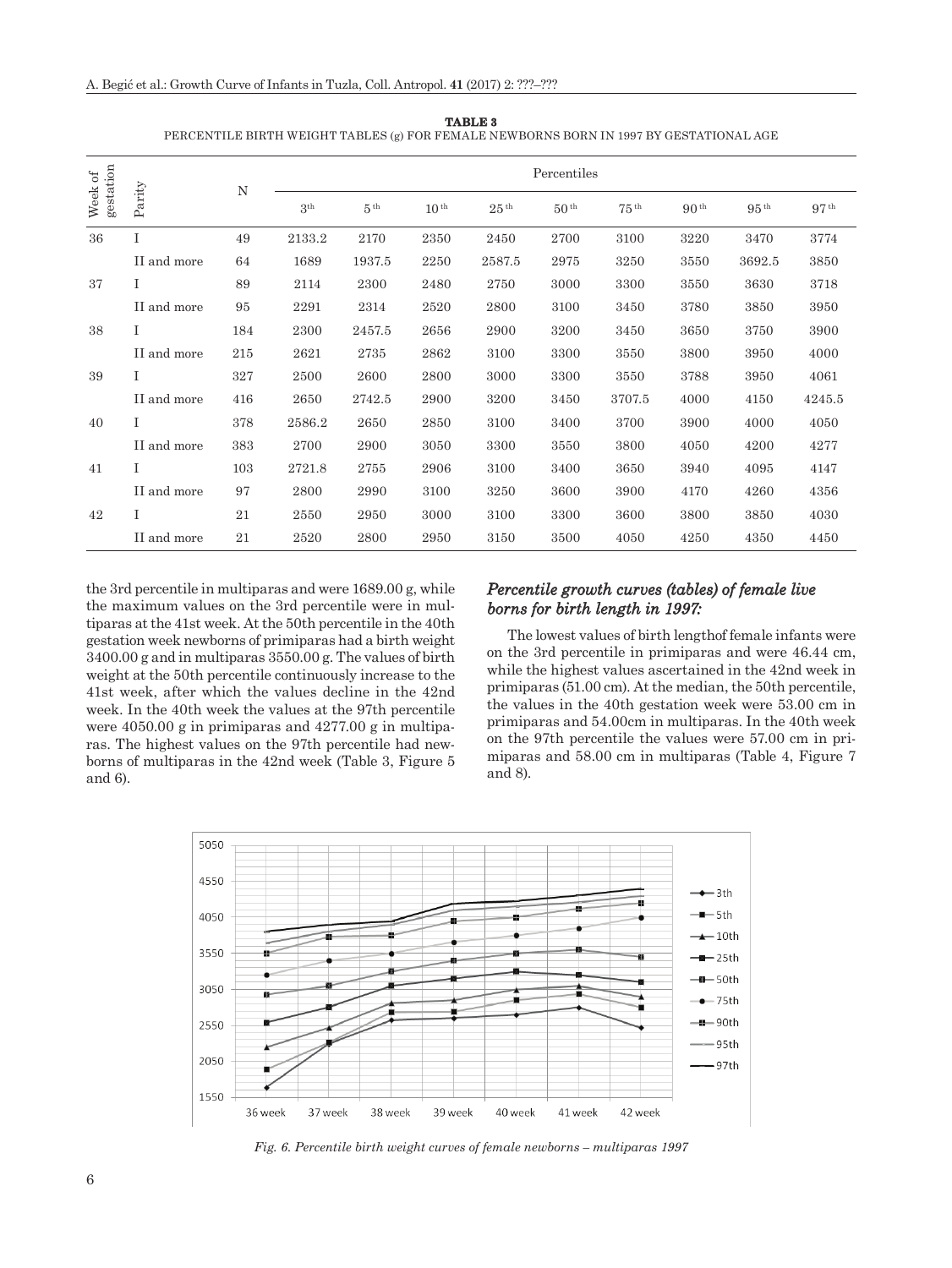**TABLE 3**
PERCENTILE BIRTH WEIGHT TABLES (g) FOR FEMALE NEWBORNS BORN IN 1997 BY GESTATIONAL AGE

| Week of gestation | Parity | N | Percentiles | | | | | | | | |
|---|---|---|---|---|---|---|---|---|---|---|---|
| | | | 3th | 5th | 10th | 25th | 50th | 75th | 90th | 95th | 97th |
| 36 | I | 49 | 2133.2 | 2170 | 2350 | 2450 | 2700 | 3100 | 3220 | 3470 | 3774 |
| | II and more | 64 | 1689 | 1937.5 | 2250 | 2587.5 | 2975 | 3250 | 3550 | 3692.5 | 3850 |
| 37 | I | 89 | 2114 | 2300 | 2480 | 2750 | 3000 | 3300 | 3550 | 3630 | 3718 |
| | II and more | 95 | 2291 | 2314 | 2520 | 2800 | 3100 | 3450 | 3780 | 3850 | 3950 |
| 38 | I | 184 | 2300 | 2457.5 | 2656 | 2900 | 3200 | 3450 | 3650 | 3750 | 3900 |
| | II and more | 215 | 2621 | 2735 | 2862 | 3100 | 3300 | 3550 | 3800 | 3950 | 4000 |
| 39 | I | 327 | 2500 | 2600 | 2800 | 3000 | 3300 | 3550 | 3788 | 3950 | 4061 |
| | II and more | 416 | 2650 | 2742.5 | 2900 | 3200 | 3450 | 3707.5 | 4000 | 4150 | 4245.5 |
| 40 | I | 378 | 2586.2 | 2650 | 2850 | 3100 | 3400 | 3700 | 3900 | 4000 | 4050 |
| | II and more | 383 | 2700 | 2900 | 3050 | 3300 | 3550 | 3800 | 4050 | 4200 | 4277 |
| 41 | I | 103 | 2721.8 | 2755 | 2906 | 3100 | 3400 | 3650 | 3940 | 4095 | 4147 |
| | II and more | 97 | 2800 | 2990 | 3100 | 3250 | 3600 | 3900 | 4170 | 4260 | 4356 |
| 42 | I | 21 | 2550 | 2950 | 3000 | 3100 | 3300 | 3600 | 3800 | 3850 | 4030 |
| | II and more | 21 | 2520 | 2800 | 2950 | 3150 | 3500 | 4050 | 4250 | 4350 | 4450 |

the 3rd percentile in multiparas and were 1689.00 g, while the maximum values on the 3rd percentile were in multiparas at the 41st week. At the 50th percentile in the 40th gestation week newborns of primiparas had a birth weight 3400.00 g and in multiparas 3550.00 g. The values of birth weight at the 50th percentile continuously increase to the 41st week, after which the values decline in the 42nd week. In the 40th week the values at the 97th percentile were 4050.00 g in primiparas and 4277.00 g in multiparas. The highest values on the 97th percentile had newborns of multiparas in the 42nd week (Table 3, Figure 5 and 6).

### *Percentile growth curves (tables) of female live borns for birth length in 1997:*

The lowest values of birth lengthof female infants were on the 3rd percentile in primiparas and were 46.44 cm, while the highest values ascertained in the 42nd week in primiparas (51.00 cm). At the median, the 50th percentile, the values in the 40th gestation week were 53.00 cm in primiparas and 54.00cm in multiparas. In the 40th week on the 97th percentile the values were 57.00 cm in primiparas and 58.00 cm in multiparas (Table 4, Figure 7 and 8).

*Fig. 6. Percentile birth weight curves of female newborns – multiparas 1997*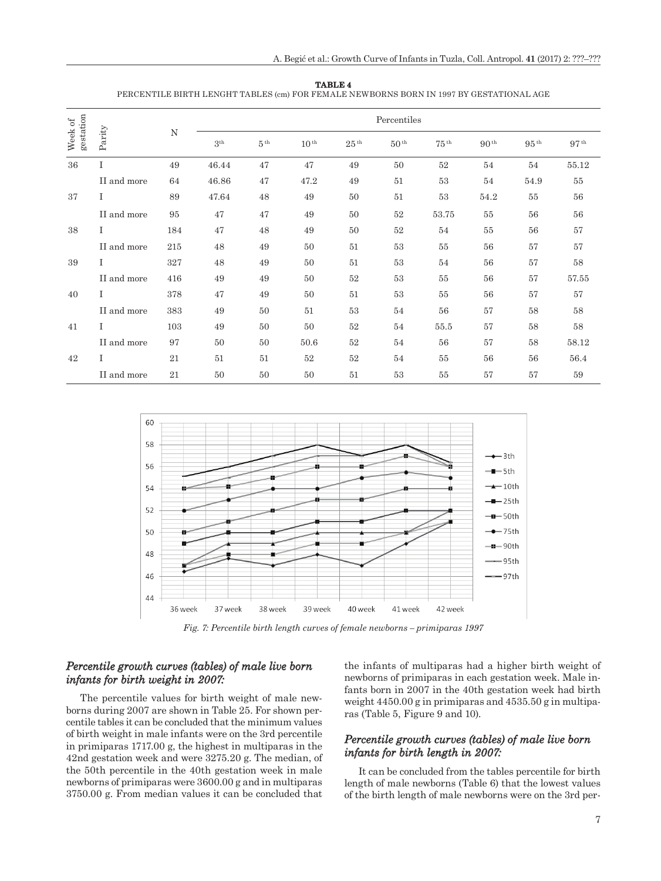**TABLE 4**

PERCENTILE BIRTH LENGHT TABLES (cm) FOR FEMALE NEWBORNS BORN IN 1997 BY GESTATIONAL AGE

| Week of gestation | Parity | N | Percentiles | | | | | | | | |
|---|---|---|---|---|---|---|---|---|---|---|---|
| | | | 3th | 5th | 10th | 25th | 50th | 75th | 90th | 95th | 97th |
| 36 | I | 49 | 46.44 | 47 | 47 | 49 | 50 | 52 | 54 | 54 | 55.12 |
| | II and more | 64 | 46.86 | 47 | 47.2 | 49 | 51 | 53 | 54 | 54.9 | 55 |
| 37 | I | 89 | 47.64 | 48 | 49 | 50 | 51 | 53 | 54.2 | 55 | 56 |
| | II and more | 95 | 47 | 47 | 49 | 50 | 52 | 53.75 | 55 | 56 | 56 |
| 38 | I | 184 | 47 | 48 | 49 | 50 | 52 | 54 | 55 | 56 | 57 |
| | II and more | 215 | 48 | 49 | 50 | 51 | 53 | 55 | 56 | 57 | 57 |
| 39 | I | 327 | 48 | 49 | 50 | 51 | 53 | 54 | 56 | 57 | 58 |
| | II and more | 416 | 49 | 49 | 50 | 52 | 53 | 55 | 56 | 57 | 57.55 |
| 40 | I | 378 | 47 | 49 | 50 | 51 | 53 | 55 | 56 | 57 | 57 |
| | II and more | 383 | 49 | 50 | 51 | 53 | 54 | 56 | 57 | 58 | 58 |
| 41 | I | 103 | 49 | 50 | 50 | 52 | 54 | 55.5 | 57 | 58 | 58 |
| | II and more | 97 | 50 | 50 | 50.6 | 52 | 54 | 56 | 57 | 58 | 58.12 |
| 42 | I | 21 | 51 | 51 | 52 | 52 | 54 | 55 | 56 | 56 | 56.4 |
| | II and more | 21 | 50 | 50 | 50 | 51 | 53 | 55 | 57 | 57 | 59 |

*Fig. 7: Percentile birth length curves of female newborns – primiparas 1997*

### *Percentile growth curves (tables) of male live born infants for birth weight in 2007:*

The percentile values for birth weight of male newborns during 2007 are shown in Table 25. For shown percentile tables it can be concluded that the minimum values of birth weight in male infants were on the 3rd percentile in primiparas 1717.00 g, the highest in multiparas in the 42nd gestation week and were 3275.20 g. The median, of the 50th percentile in the 40th gestation week in male newborns of primiparas were 3600.00 g and in multiparas 3750.00 g. From median values it can be concluded that the infants of multiparas had a higher birth weight of newborns of primiparas in each gestation week. Male infants born in 2007 in the 40th gestation week had birth weight 4450.00 g in primiparas and 4535.50 g in multiparas (Table 5, Figure 9 and 10).

### *Percentile growth curves (tables) of male live born infants for birth length in 2007:*

It can be concluded from the tables percentile for birth length of male newborns (Table 6) that the lowest values of the birth length of male newborns were on the 3rd per-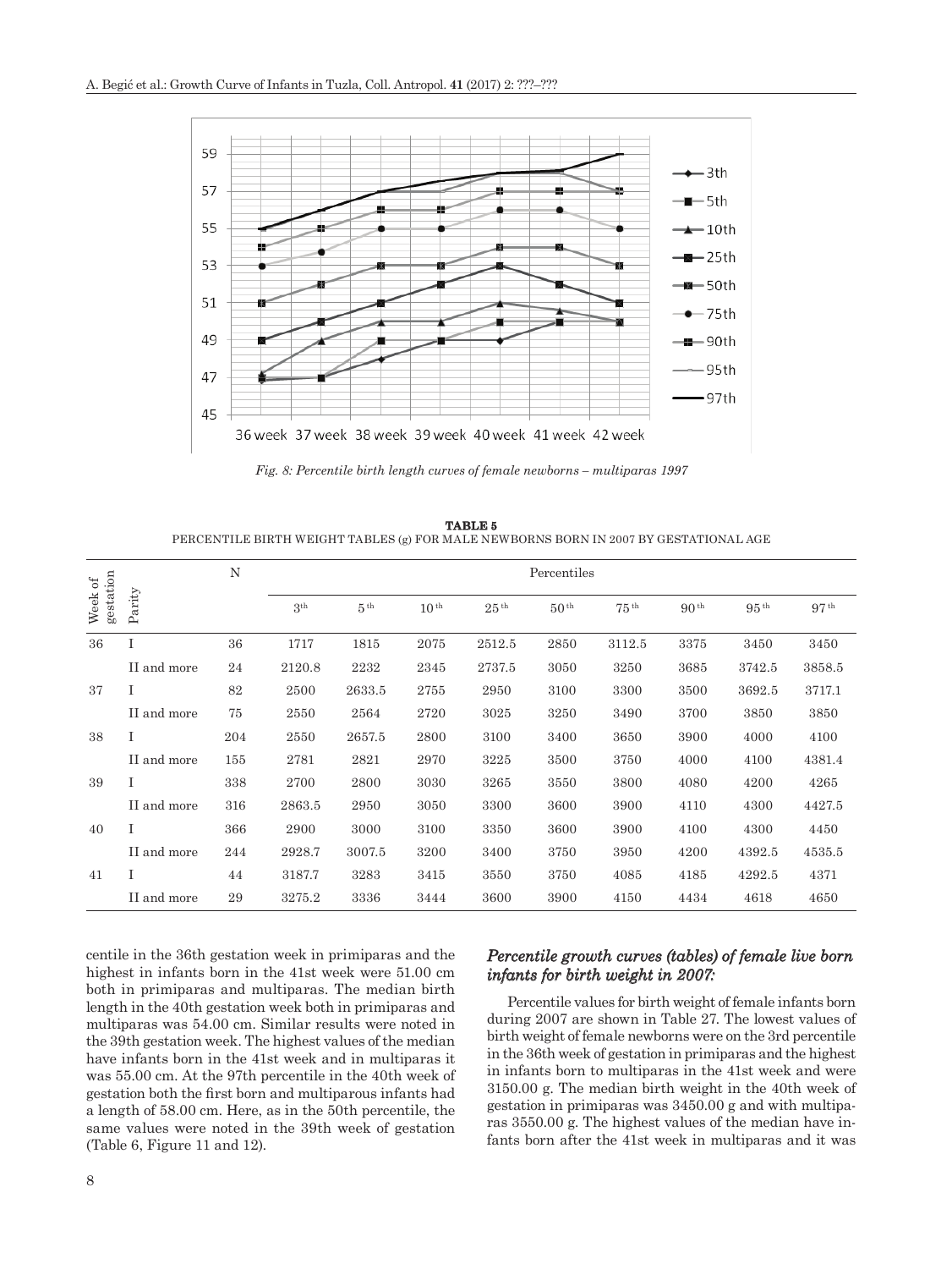Fig. 8: Percentile birth length curves of female newborns – multiparas 1997

**TABLE 5**
PERCENTILE BIRTH WEIGHT TABLES (g) FOR MALE NEWBORNS BORN IN 2007 BY GESTATIONAL AGE

| Week of gestation | Parity | N | Percentiles | | | | | | | | |
|---|---|---|---|---|---|---|---|---|---|---|---|
| | | | 3th | 5th | 10th | 25th | 50th | 75th | 90th | 95th | 97th |
| 36 | I | 36 | 1717 | 1815 | 2075 | 2512.5 | 2850 | 3112.5 | 3375 | 3450 | 3450 |
| | II and more | 24 | 2120.8 | 2232 | 2345 | 2737.5 | 3050 | 3250 | 3685 | 3742.5 | 3858.5 |
| 37 | I | 82 | 2500 | 2633.5 | 2755 | 2950 | 3100 | 3300 | 3500 | 3692.5 | 3717.1 |
| | II and more | 75 | 2550 | 2564 | 2720 | 3025 | 3250 | 3490 | 3700 | 3850 | 3850 |
| 38 | I | 204 | 2550 | 2657.5 | 2800 | 3100 | 3400 | 3650 | 3900 | 4000 | 4100 |
| | II and more | 155 | 2781 | 2821 | 2970 | 3225 | 3500 | 3750 | 4000 | 4100 | 4381.4 |
| 39 | I | 338 | 2700 | 2800 | 3030 | 3265 | 3550 | 3800 | 4080 | 4200 | 4265 |
| | II and more | 316 | 2863.5 | 2950 | 3050 | 3300 | 3600 | 3900 | 4110 | 4300 | 4427.5 |
| 40 | I | 366 | 2900 | 3000 | 3100 | 3350 | 3600 | 3900 | 4100 | 4300 | 4450 |
| | II and more | 244 | 2928.7 | 3007.5 | 3200 | 3400 | 3750 | 3950 | 4200 | 4392.5 | 4535.5 |
| 41 | I | 44 | 3187.7 | 3283 | 3415 | 3550 | 3750 | 4085 | 4185 | 4292.5 | 4371 |
| | II and more | 29 | 3275.2 | 3336 | 3444 | 3600 | 3900 | 4150 | 4434 | 4618 | 4650 |

centile in the 36th gestation week in primiparas and the highest in infants born in the 41st week were 51.00 cm both in primiparas and multiparas. The median birth length in the 40th gestation week both in primiparas and multiparas was 54.00 cm. Similar results were noted in the 39th gestation week. The highest values of the median have infants born in the 41st week and in multiparas it was 55.00 cm. At the 97th percentile in the 40th week of gestation both the first born and multiparous infants had a length of 58.00 cm. Here, as in the 50th percentile, the same values were noted in the 39th week of gestation (Table 6, Figure 11 and 12).

### *Percentile growth curves (tables) of female live born infants for birth weight in 2007:*

Percentile values for birth weight of female infants born during 2007 are shown in Table 27. The lowest values of birth weight of female newborns were on the 3rd percentile in the 36th week of gestation in primiparas and the highest in infants born to multiparas in the 41st week and were 3150.00 g. The median birth weight in the 40th week of gestation in primiparas was 3450.00 g and with multiparas 3550.00 g. The highest values of the median have infants born after the 41st week in multiparas and it was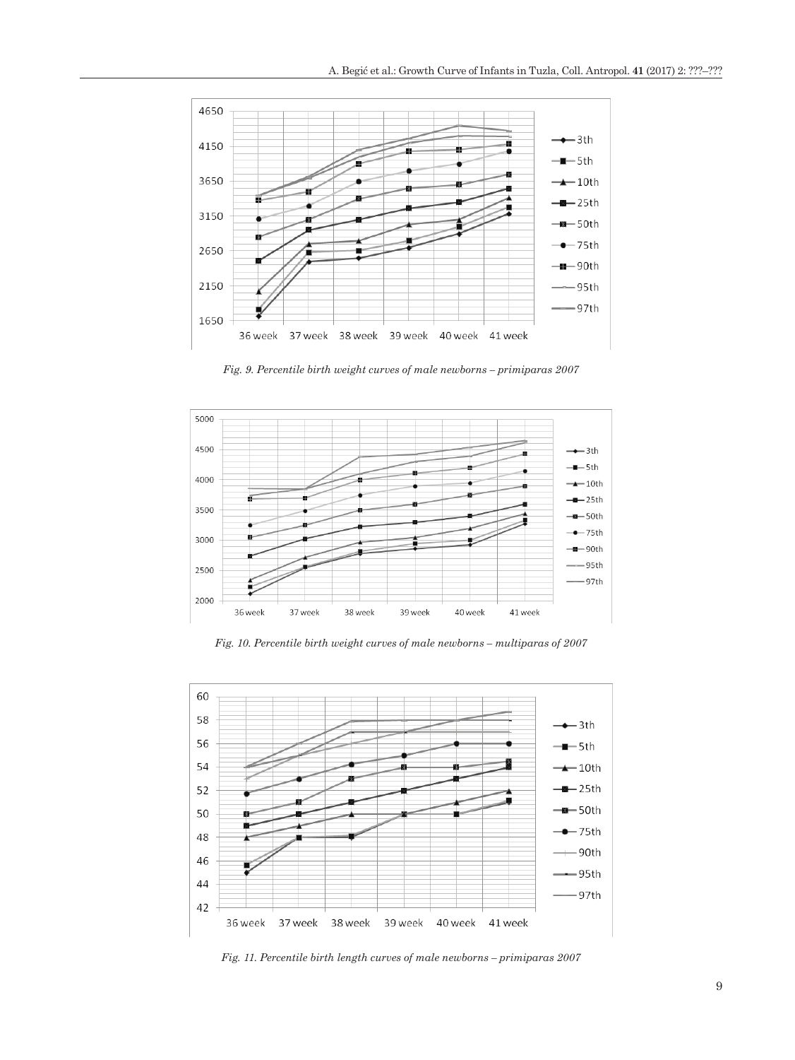*Fig. 9. Percentile birth weight curves of male newborns – primiparas 2007*

*Fig. 10. Percentile birth weight curves of male newborns – multiparas of 2007*

*Fig. 11. Percentile birth length curves of male newborns – primiparas 2007*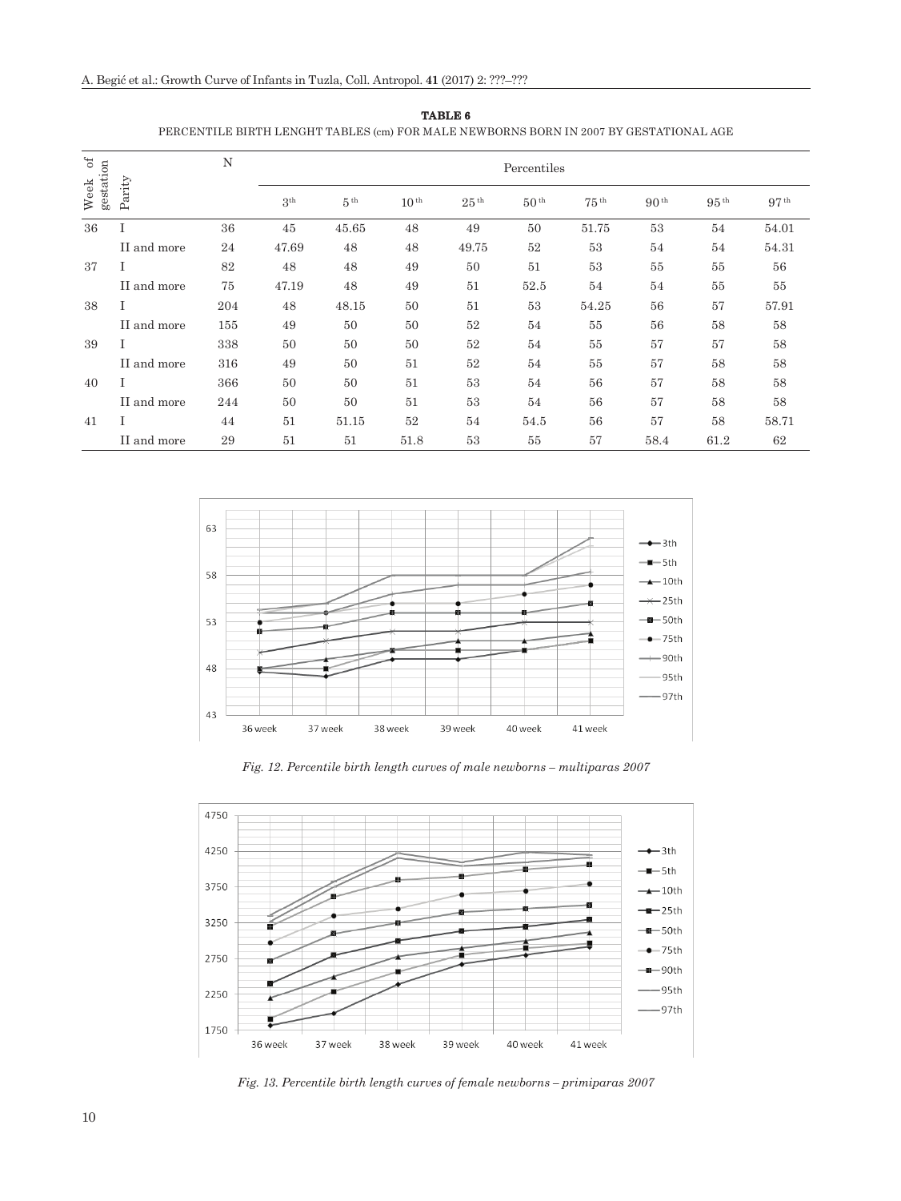**TABLE 6**

PERCENTILE BIRTH LENGHT TABLES (cm) FOR MALE NEWBORNS BORN IN 2007 BY GESTATIONAL AGE

| Week of gestation | Parity | N | Percentiles | | | | | | | | |
|---|---|---|---|---|---|---|---|---|---|---|---|
| | | | 3th | 5th | 10th | 25th | 50th | 75th | 90th | 95th | 97th |
| 36 | I | 36 | 45 | 45.65 | 48 | 49 | 50 | 51.75 | 53 | 54 | 54.01 |
| | II and more | 24 | 47.69 | 48 | 48 | 49.75 | 52 | 53 | 54 | 54 | 54.31 |
| 37 | I | 82 | 48 | 48 | 49 | 50 | 51 | 53 | 55 | 55 | 56 |
| | II and more | 75 | 47.19 | 48 | 49 | 51 | 52.5 | 54 | 54 | 55 | 55 |
| 38 | I | 204 | 48 | 48.15 | 50 | 51 | 53 | 54.25 | 56 | 57 | 57.91 |
| | II and more | 155 | 49 | 50 | 50 | 52 | 54 | 55 | 56 | 58 | 58 |
| 39 | I | 338 | 50 | 50 | 50 | 52 | 54 | 55 | 57 | 57 | 58 |
| | II and more | 316 | 49 | 50 | 51 | 52 | 54 | 55 | 57 | 58 | 58 |
| 40 | I | 366 | 50 | 50 | 51 | 53 | 54 | 56 | 57 | 58 | 58 |
| | II and more | 244 | 50 | 50 | 51 | 53 | 54 | 56 | 57 | 58 | 58 |
| 41 | I | 44 | 51 | 51.15 | 52 | 54 | 54.5 | 56 | 57 | 58 | 58.71 |
| | II and more | 29 | 51 | 51 | 51.8 | 53 | 55 | 57 | 58.4 | 61.2 | 62 |

*Fig. 12. Percentile birth length curves of male newborns – multiparas 2007*

*Fig. 13. Percentile birth length curves of female newborns – primiparas 2007*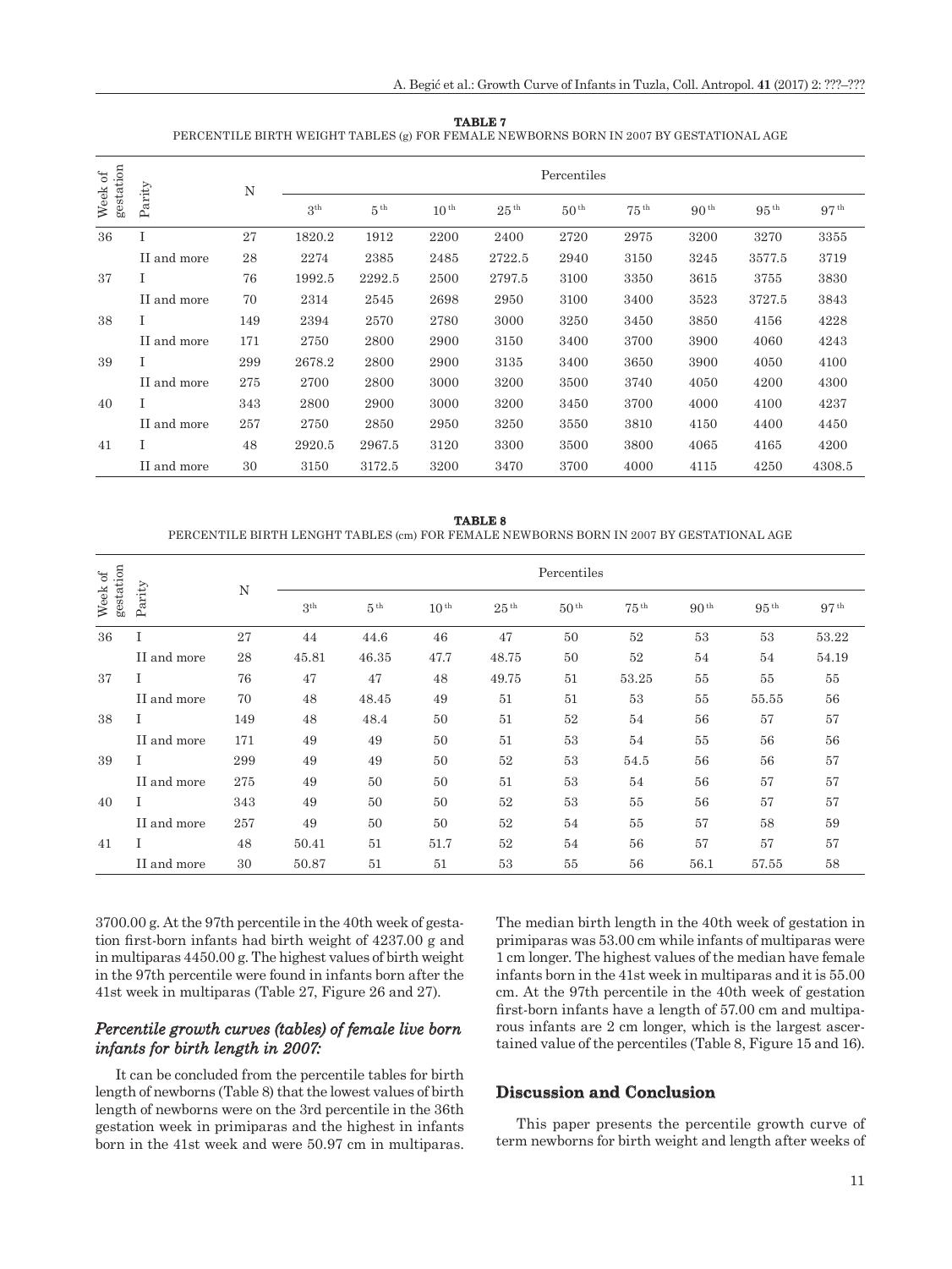**TABLE 7**
PERCENTILE BIRTH WEIGHT TABLES (g) FOR FEMALE NEWBORNS BORN IN 2007 BY GESTATIONAL AGE

| Week of gestation | Parity | N | Percentiles | | | | | | | | |
|---|---|---|---|---|---|---|---|---|---|---|---|
| | | | 3th | 5th | 10th | 25th | 50th | 75th | 90th | 95th | 97th |
| 36 | I | 27 | 1820.2 | 1912 | 2200 | 2400 | 2720 | 2975 | 3200 | 3270 | 3355 |
| | II and more | 28 | 2274 | 2385 | 2485 | 2722.5 | 2940 | 3150 | 3245 | 3577.5 | 3719 |
| 37 | I | 76 | 1992.5 | 2292.5 | 2500 | 2797.5 | 3100 | 3350 | 3615 | 3755 | 3830 |
| | II and more | 70 | 2314 | 2545 | 2698 | 2950 | 3100 | 3400 | 3523 | 3727.5 | 3843 |
| 38 | I | 149 | 2394 | 2570 | 2780 | 3000 | 3250 | 3450 | 3850 | 4156 | 4228 |
| | II and more | 171 | 2750 | 2800 | 2900 | 3150 | 3400 | 3700 | 3900 | 4060 | 4243 |
| 39 | I | 299 | 2678.2 | 2800 | 2900 | 3135 | 3400 | 3650 | 3900 | 4050 | 4100 |
| | II and more | 275 | 2700 | 2800 | 3000 | 3200 | 3500 | 3740 | 4050 | 4200 | 4300 |
| 40 | I | 343 | 2800 | 2900 | 3000 | 3200 | 3450 | 3700 | 4000 | 4100 | 4237 |
| | II and more | 257 | 2750 | 2850 | 2950 | 3250 | 3550 | 3810 | 4150 | 4400 | 4450 |
| 41 | I | 48 | 2920.5 | 2967.5 | 3120 | 3300 | 3500 | 3800 | 4065 | 4165 | 4200 |
| | II and more | 30 | 3150 | 3172.5 | 3200 | 3470 | 3700 | 4000 | 4115 | 4250 | 4308.5 |

**TABLE 8**
PERCENTILE BIRTH LENGHT TABLES (cm) FOR FEMALE NEWBORNS BORN IN 2007 BY GESTATIONAL AGE

| Week of gestation | Parity | N | Percentiles | | | | | | | | |
|---|---|---|---|---|---|---|---|---|---|---|---|
| | | | 3th | 5th | 10th | 25th | 50th | 75th | 90th | 95th | 97th |
| 36 | I | 27 | 44 | 44.6 | 46 | 47 | 50 | 52 | 53 | 53 | 53.22 |
| | II and more | 28 | 45.81 | 46.35 | 47.7 | 48.75 | 50 | 52 | 54 | 54 | 54.19 |
| 37 | I | 76 | 47 | 47 | 48 | 49.75 | 51 | 53.25 | 55 | 55 | 55 |
| | II and more | 70 | 48 | 48.45 | 49 | 51 | 51 | 53 | 55 | 55.55 | 56 |
| 38 | I | 149 | 48 | 48.4 | 50 | 51 | 52 | 54 | 56 | 57 | 57 |
| | II and more | 171 | 49 | 49 | 50 | 51 | 53 | 54 | 55 | 56 | 56 |
| 39 | I | 299 | 49 | 49 | 50 | 52 | 53 | 54.5 | 56 | 56 | 57 |
| | II and more | 275 | 49 | 50 | 50 | 51 | 53 | 54 | 56 | 57 | 57 |
| 40 | I | 343 | 49 | 50 | 50 | 52 | 53 | 55 | 56 | 57 | 57 |
| | II and more | 257 | 49 | 50 | 50 | 52 | 54 | 55 | 57 | 58 | 59 |
| 41 | I | 48 | 50.41 | 51 | 51.7 | 52 | 54 | 56 | 57 | 57 | 57 |
| | II and more | 30 | 50.87 | 51 | 51 | 53 | 55 | 56 | 56.1 | 57.55 | 58 |

3700.00 g. At the 97th percentile in the 40th week of gestation first-born infants had birth weight of 4237.00 g and in multiparas 4450.00 g. The highest values of birth weight in the 97th percentile were found in infants born after the 41st week in multiparas (Table 27, Figure 26 and 27).

### *Percentile growth curves (tables) of female live born infants for birth length in 2007:*

It can be concluded from the percentile tables for birth length of newborns (Table 8) that the lowest values of birth length of newborns were on the 3rd percentile in the 36th gestation week in primiparas and the highest in infants born in the 41st week and were 50.97 cm in multiparas. The median birth length in the 40th week of gestation in primiparas was 53.00 cm while infants of multiparas were 1 cm longer. The highest values of the median have female infants born in the 41st week in multiparas and it is 55.00 cm. At the 97th percentile in the 40th week of gestation first-born infants have a length of 57.00 cm and multiparous infants are 2 cm longer, which is the largest ascertained value of the percentiles (Table 8, Figure 15 and 16).

## Discussion and Conclusion

This paper presents the percentile growth curve of term newborns for birth weight and length after weeks of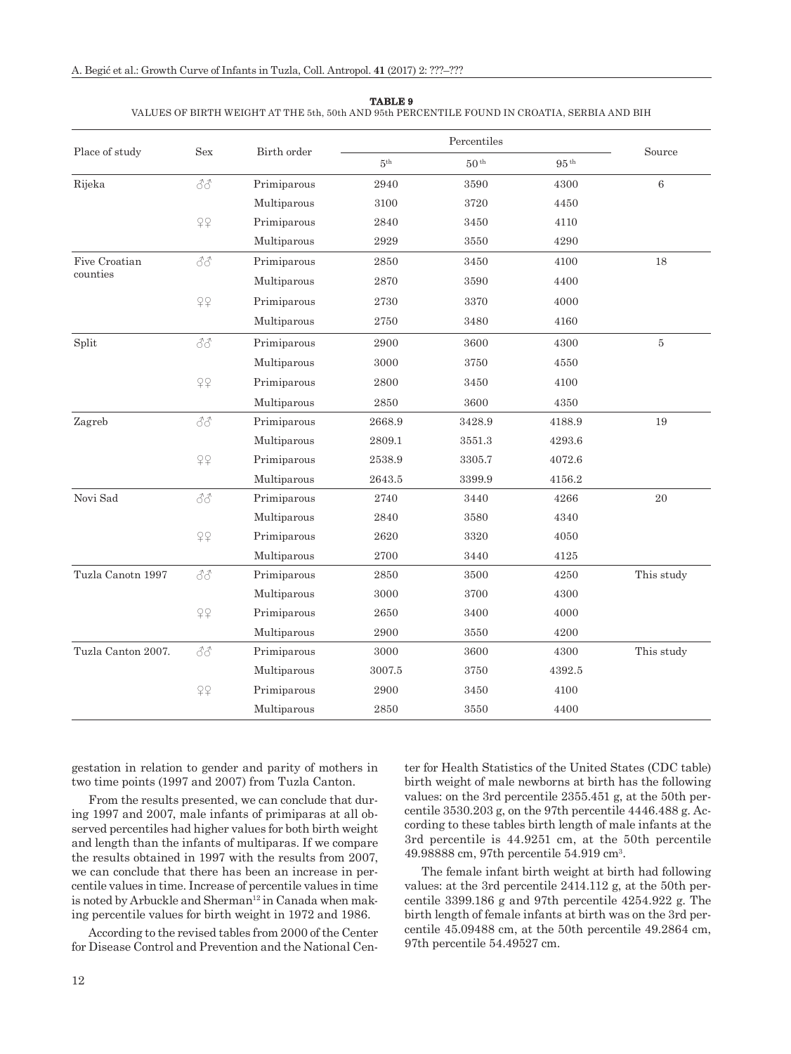**TABLE 9**
VALUES OF BIRTH WEIGHT AT THE 5th, 50th AND 95th PERCENTILE FOUND IN CROATIA, SERBIA AND BIH

| Place of study | Sex | Birth order | Percentiles | | | Source |
|---|---|---|---|---|---|---|
| | | | 5th | 50th | 95th | |
| Rijeka | ♂♂ | Primiparous | 2940 | 3590 | 4300 | 6 |
| | | Multiparous | 3100 | 3720 | 4450 | |
| | ♀♀ | Primiparous | 2840 | 3450 | 4110 | |
| | | Multiparous | 2929 | 3550 | 4290 | |
| Five Croatian counties | ♂♂ | Primiparous | 2850 | 3450 | 4100 | 18 |
| | | Multiparous | 2870 | 3590 | 4400 | |
| | ♀♀ | Primiparous | 2730 | 3370 | 4000 | |
| | | Multiparous | 2750 | 3480 | 4160 | |
| Split | ♂♂ | Primiparous | 2900 | 3600 | 4300 | 5 |
| | | Multiparous | 3000 | 3750 | 4550 | |
| | ♀♀ | Primiparous | 2800 | 3450 | 4100 | |
| | | Multiparous | 2850 | 3600 | 4350 | |
| Zagreb | ♂♂ | Primiparous | 2668.9 | 3428.9 | 4188.9 | 19 |
| | | Multiparous | 2809.1 | 3551.3 | 4293.6 | |
| | ♀♀ | Primiparous | 2538.9 | 3305.7 | 4072.6 | |
| | | Multiparous | 2643.5 | 3399.9 | 4156.2 | |
| Novi Sad | ♂♂ | Primiparous | 2740 | 3440 | 4266 | 20 |
| | | Multiparous | 2840 | 3580 | 4340 | |
| | ♀♀ | Primiparous | 2620 | 3320 | 4050 | |
| | | Multiparous | 2700 | 3440 | 4125 | |
| Tuzla Canotn 1997 | ♂♂ | Primiparous | 2850 | 3500 | 4250 | This study |
| | | Multiparous | 3000 | 3700 | 4300 | |
| | ♀♀ | Primiparous | 2650 | 3400 | 4000 | |
| | | Multiparous | 2900 | 3550 | 4200 | |
| Tuzla Canton 2007. | ♂♂ | Primiparous | 3000 | 3600 | 4300 | This study |
| | | Multiparous | 3007.5 | 3750 | 4392.5 | |
| | ♀♀ | Primiparous | 2900 | 3450 | 4100 | |
| | | Multiparous | 2850 | 3550 | 4400 | |

gestation in relation to gender and parity of mothers in two time points (1997 and 2007) from Tuzla Canton.

From the results presented, we can conclude that during 1997 and 2007, male infants of primiparas at all observed percentiles had higher values for both birth weight and length than the infants of multiparas. If we compare the results obtained in 1997 with the results from 2007, we can conclude that there has been an increase in percentile values in time. Increase of percentile values in time is noted by Arbuckle and Sherman[12] in Canada when making percentile values for birth weight in 1972 and 1986.

According to the revised tables from 2000 of the Center for Disease Control and Prevention and the National Center for Health Statistics of the United States (CDC table) birth weight of male newborns at birth has the following values: on the 3rd percentile 2355.451 g, at the 50th percentile 3530.203 g, on the 97th percentile 4446.488 g. According to these tables birth length of male infants at the 3rd percentile is 44.9251 cm, at the 50th percentile 49.98888 cm, 97th percentile 54.919 cm[3].

The female infant birth weight at birth had following values: at the 3rd percentile 2414.112 g, at the 50th percentile 3399.186 g and 97th percentile 4254.922 g. The birth length of female infants at birth was on the 3rd percentile 45.09488 cm, at the 50th percentile 49.2864 cm, 97th percentile 54.49527 cm.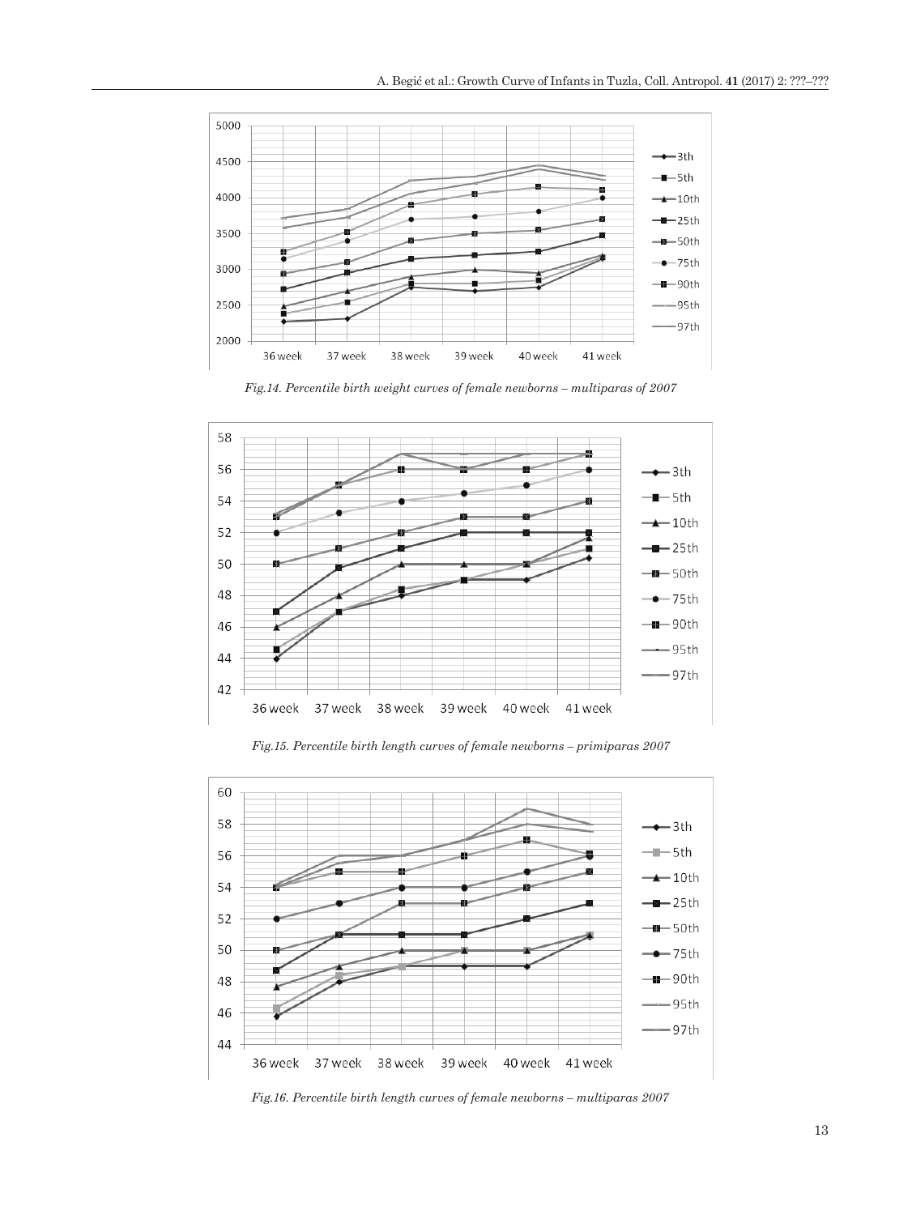*Fig.14. Percentile birth weight curves of female newborns – multiparas of 2007*

*Fig.15. Percentile birth length curves of female newborns – primiparas 2007*

*Fig.16. Percentile birth length curves of female newborns – multiparas 2007*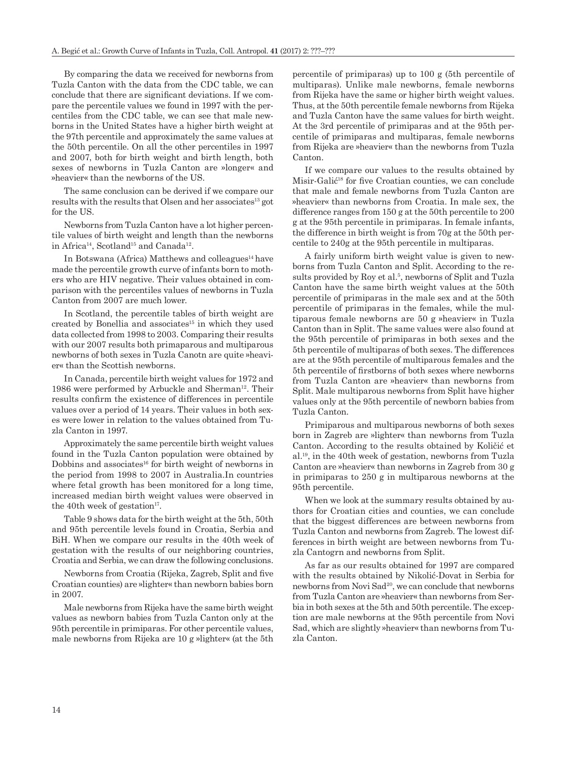By comparing the data we received for newborns from Tuzla Canton with the data from the CDC table, we can conclude that there are significant deviations. If we compare the percentile values we found in 1997 with the percentiles from the CDC table, we can see that male newborns in the United States have a higher birth weight at the 97th percentile and approximately the same values at the 50th percentile. On all the other percentiles in 1997 and 2007, both for birth weight and birth length, both sexes of newborns in Tuzla Canton are »longer« and »heavier« than the newborns of the US.

The same conclusion can be derived if we compare our results with the results that Olsen and her associates[13] got for the US.

Newborns from Tuzla Canton have a lot higher percentile values of birth weight and length than the newborns in Africa[14], Scotland[15] and Canada[12].

In Botswana (Africa) Matthews and colleagues[14] have made the percentile growth curve of infants born to mothers who are HIV negative. Their values obtained in comparison with the percentiles values of newborns in Tuzla Canton from 2007 are much lower.

In Scotland, the percentile tables of birth weight are created by Bonellia and associates[15] in which they used data collected from 1998 to 2003. Comparing their results with our 2007 results both primaparous and multiparous newborns of both sexes in Tuzla Canotn are quite »heavier« than the Scottish newborns.

In Canada, percentile birth weight values for 1972 and 1986 were performed by Arbuckle and Sherman[12]. Their results confirm the existence of differences in percentile values over a period of 14 years. Their values in both sexes were lower in relation to the values obtained from Tuzla Canton in 1997.

Approximately the same percentile birth weight values found in the Tuzla Canton population were obtained by Dobbins and associates[16] for birth weight of newborns in the period from 1998 to 2007 in Australia.In countries where fetal growth has been monitored for a long time, increased median birth weight values were observed in the 40th week of gestation[17].

Table 9 shows data for the birth weight at the 5th, 50th and 95th percentile levels found in Croatia, Serbia and BiH. When we compare our results in the 40th week of gestation with the results of our neighboring countries, Croatia and Serbia, we can draw the following conclusions.

Newborns from Croatia (Rijeka, Zagreb, Split and five Croatian counties) are »lighter« than newborn babies born in 2007.

Male newborns from Rijeka have the same birth weight values as newborn babies from Tuzla Canton only at the 95th percentile in primiparas. For other percentile values, male newborns from Rijeka are 10 g »lighter« (at the 5th percentile of primiparas) up to 100 g (5th percentile of multiparas). Unlike male newborns, female newborns from Rijeka have the same or higher birth weight values. Thus, at the 50th percentile female newborns from Rijeka and Tuzla Canton have the same values for birth weight. At the 3rd percentile of primiparas and at the 95th percentile of primiparas and multiparas, female newborns from Rijeka are »heavier« than the newborns from Tuzla Canton.

If we compare our values to the results obtained by Misir-Galić[18] for five Croatian counties, we can conclude that male and female newborns from Tuzla Canton are »heavier« than newborns from Croatia. In male sex, the difference ranges from 150 g at the 50th percentile to 200 g at the 95th percentile in primiparas. In female infants, the difference in birth weight is from 70g at the 50th percentile to 240g at the 95th percentile in multiparas.

A fairly uniform birth weight value is given to newborns from Tuzla Canton and Split. According to the results provided by Roy et al.[5], newborns of Split and Tuzla Canton have the same birth weight values at the 50th percentile of primiparas in the male sex and at the 50th percentile of primiparas in the females, while the multiparous female newborns are 50 g »heavier« in Tuzla Canton than in Split. The same values were also found at the 95th percentile of primiparas in both sexes and the 5th percentile of multiparas of both sexes. The differences are at the 95th percentile of multiparous females and the 5th percentile of firstborns of both sexes where newborns from Tuzla Canton are »heavier« than newborns from Split. Male multiparous newborns from Split have higher values only at the 95th percentile of newborn babies from Tuzla Canton.

Primiparous and multiparous newborns of both sexes born in Zagreb are »lighter« than newborns from Tuzla Canton. According to the results obtained by Količić et al.[19], in the 40th week of gestation, newborns from Tuzla Canton are »heavier« than newborns in Zagreb from 30 g in primiparas to 250 g in multiparous newborns at the 95th percentile.

When we look at the summary results obtained by authors for Croatian cities and counties, we can conclude that the biggest differences are between newborns from Tuzla Canton and newborns from Zagreb. The lowest differences in birth weight are between newborns from Tuzla Cantogrn and newborns from Split.

As far as our results obtained for 1997 are compared with the results obtained by Nikolić-Dovat in Serbia for newborns from Novi Sad[20], we can conclude that newborns from Tuzla Canton are »heavier« than newborns from Serbia in both sexes at the 5th and 50th percentile. The exception are male newborns at the 95th percentile from Novi Sad, which are slightly »heavier« than newborns from Tuzla Canton.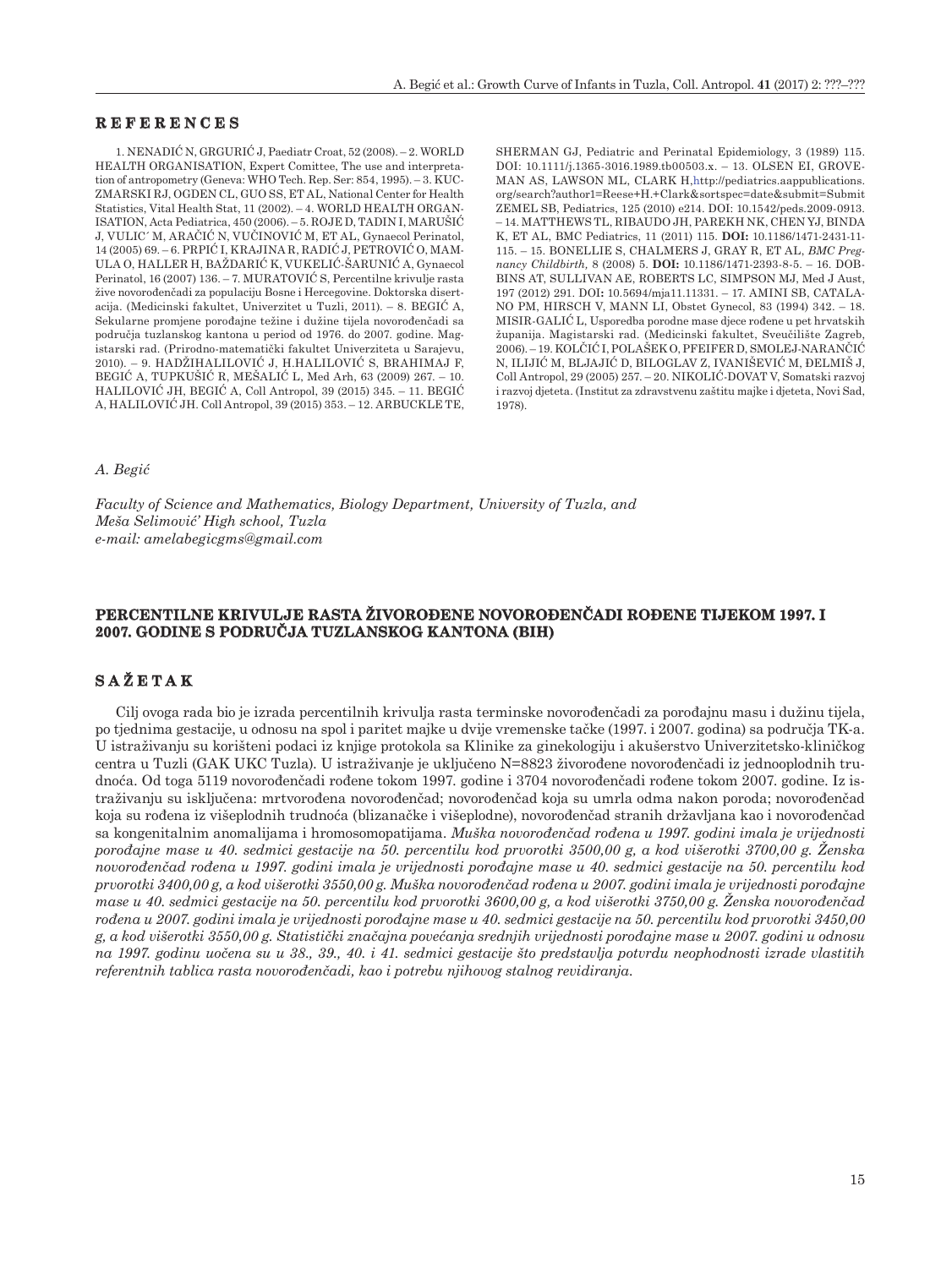## REFERENCES

1. NENADIĆ N, GRGURIĆ J, Paediatr Croat, 52 (2008). – 2. WORLD HEALTH ORGANISATION, Expert Comittee, The use and interpretation of antropometry (Geneva: WHO Tech. Rep. Ser: 854, 1995). – 3. KUCZMARSKI RJ, OGDEN CL, GUO SS, ET AL, National Center for Health Statistics, Vital Health Stat, 11 (2002). – 4. WORLD HEALTH ORGANISATION, Acta Pediatrica, 450 (2006). – 5. ROJE D, TADIN I, MARUŠIĆ J, VULIC´ M, ARAČIĆ N, VUČINOVIĆ M, ET AL, Gynaecol Perinatol, 14 (2005) 69. – 6. PRPIĆ I, KRAJINA R, RADIĆ J, PETROVIĆ O, MAMULA O, HALLER H, BAŽDARIĆ K, VUKELIĆ-ŠARUNIĆ A, Gynaecol Perinatol, 16 (2007) 136. – 7. MURATOVIĆ S, Percentilne krivulje rasta žive novorođenčadi za populaciju Bosne i Hercegovine. Doktorska disertacija. (Medicinski fakultet, Univerzitet u Tuzli, 2011). – 8. BEGIĆ A, Sekularne promjene porođajne težine i dužine tijela novorođenčadi sa područja tuzlanskog kantona u period od 1976. do 2007. godine. Magistarski rad. (Prirodno-matematički fakultet Univerziteta u Sarajevu, 2010). – 9. HADŽIHALILOVIĆ J, H.HALILOVIĆ S, BRAHIMAJ F, BEGIĆ A, TUPKUŠIĆ R, MEŠALIĆ L, Med Arh, 63 (2009) 267. – 10. HALILOVIĆ JH, BEGIĆ A, Coll Antropol, 39 (2015) 345. – 11. BEGIĆ A, HALILOVIĆ JH. Coll Antropol, 39 (2015) 353. – 12. ARBUCKLE TE, SHERMAN GJ, Pediatric and Perinatal Epidemiology, 3 (1989) 115. DOI: 10.1111/j.1365-3016.1989.tb00503.x. – 13. OLSEN EI, GROVEMAN AS, LAWSON ML, CLARK H,http://pediatrics.aappublications.org/search?author1=Reese+H.+Clark&sortspec=date&submit=Submit ZEMEL SB, Pediatrics, 125 (2010) e214. DOI: 10.1542/peds.2009-0913. – 14. MATTHEWS TL, RIBAUDO JH, PAREKH NK, CHEN YJ, BINDA K, ET AL, BMC Pediatrics, 11 (2011) 115. **DOI:** 10.1186/1471-2431-11-115. – 15. BONELLIE S, CHALMERS J, GRAY R, ET AL, *BMC Pregnancy Childbirth,* 8 (2008) 5. **DOI:** 10.1186/1471-2393-8-5. – 16. DOBBINS AT, SULLIVAN AE, ROBERTS LC, SIMPSON MJ, Med J Aust, 197 (2012) 291. DOI**:** 10.5694/mja11.11331. – 17. AMINI SB, CATALANO PM, HIRSCH V, MANN LI, Obstet Gynecol, 83 (1994) 342. – 18. MISIR-GALIĆ L, Usporedba porodne mase djece rođene u pet hrvatskih županija. Magistarski rad. (Medicinski fakultet, Sveučilište Zagreb, 2006). – 19. KOLČIĆ I, POLAŠEK O, PFEIFER D, SMOLEJ-NARANČIĆ N, ILIJIĆ M, BLJAJIĆ D, BILOGLAV Z, IVANIŠEVIĆ M, ĐELMIŠ J, Coll Antropol, 29 (2005) 257. – 20. NIKOLIĆ-DOVAT V, Somatski razvoj i razvoj djeteta. (Institut za zdravstvenu zaštitu majke i djeteta, Novi Sad, 1978).

*A. Begić*

*Faculty of Science and Mathematics, Biology Department, University of Tuzla, and Meša Selimović' High school, Tuzla*
*e-mail: amelabegicgms@gmail.com*

## PERCENTILNE KRIVULJE RASTA ŽIVOROĐENE NOVOROĐENČADI ROĐENE TIJEKOM 1997. I 2007. GODINE S PODRUČJA TUZLANSKOG KANTONA (BIH)

## SAŽETAK

Cilj ovoga rada bio je izrada percentilnih krivulja rasta terminske novorođenčadi za porođajnu masu i dužinu tijela, po tjednima gestacije, u odnosu na spol i paritet majke u dvije vremenske tačke (1997. i 2007. godina) sa područja TK-a. U istraživanju su korišteni podaci iz knjige protokola sa Klinike za ginekologiju i akušerstvo Univerzitetsko-kliničkog centra u Tuzli (GAK UKC Tuzla). U istraživanje je uključeno N=8823 živorođene novorođenčadi iz jednoplodnih trudnoća. Od toga 5119 novorođenčadi rođene tokom 1997. godine i 3704 novorođenčadi rođene tokom 2007. godine. Iz istraživanju su isključena: mrtvorođena novorođenčad; novorođenčad koja su umrla odma nakon poroda; novorođenčad koja su rođena iz višeplodnih trudnoća (blizanačke i višeplodne), novorođenčad stranih državljana kao i novorođenčad sa kongenitalnim anomalijama i hromosomopatijama. *Muška novorođenčad rođena u 1997. godini imala je vrijednosti porođajne mase u 40. sedmici gestacije na 50. percentilu kod prvorotki 3500,00 g, a kod višerotki 3700,00 g. Ženska novorođenčad rođena u 1997. godini imala je vrijednosti porođajne mase u 40. sedmici gestacije na 50. percentilu kod prvorotki 3400,00 g, a kod višerotki 3550,00 g. Muška novorođenčad rođena u 2007. godini imala je vrijednosti porođajne mase u 40. sedmici gestacije na 50. percentilu kod prvorotki 3600,00 g, a kod višerotki 3750,00 g. Ženska novorođenčad rođena u 2007. godini imala je vrijednosti porođajne mase u 40. sedmici gestacije na 50. percentilu kod prvorotki 3450,00 g, a kod višerotki 3550,00 g. Statistički značajna povećanja srednjih vrijednosti porođajne mase u 2007. godini u odnosu na 1997. godinu uočena su u 38., 39., 40. i 41. sedmici gestacije što predstavlja potvrdu neophodnosti izrade vlastitih referentnih tablica rasta novorođenčadi, kao i potrebu njihovog stalnog revidiranja.*